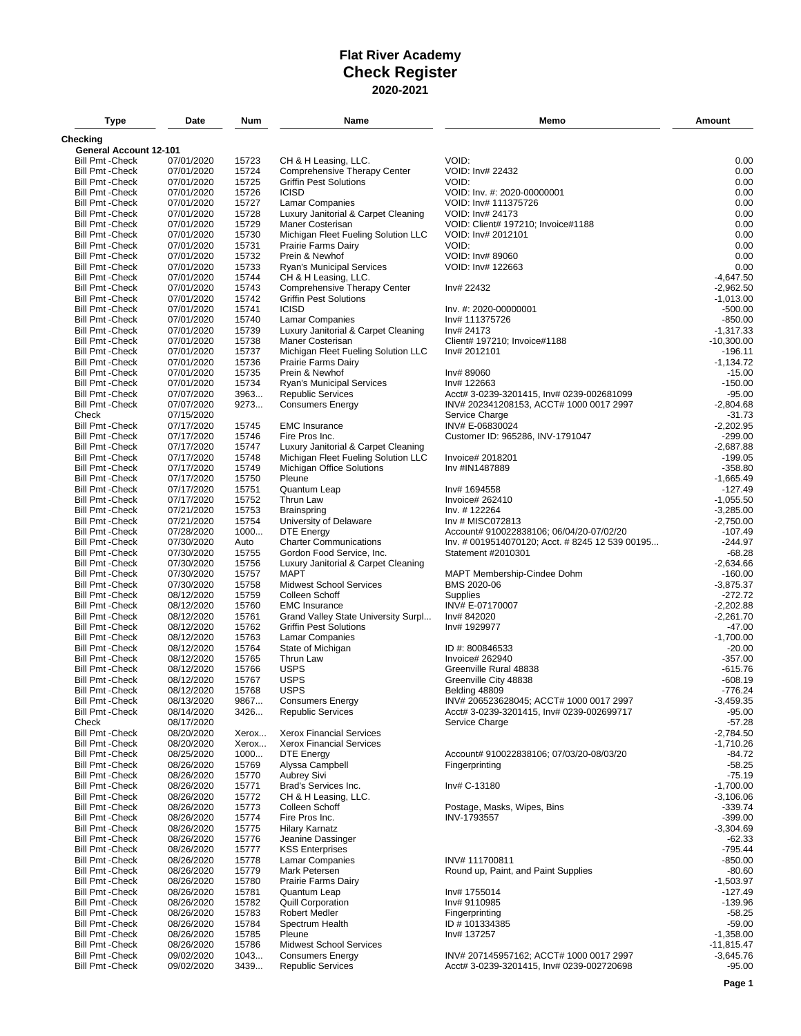# Flat River Academy
## Check Register
### 2020-2021

| Type | Date | Num | Name | Memo | Amount |
|---|---|---|---|---|---|
| **Checking** | | | | | |
| **General Account 12-101** | | | | | |
| Bill Pmt -Check | 07/01/2020 | 15723 | CH & H Leasing, LLC. | VOID: | 0.00 |
| Bill Pmt -Check | 07/01/2020 | 15724 | Comprehensive Therapy Center | VOID: Inv# 22432 | 0.00 |
| Bill Pmt -Check | 07/01/2020 | 15725 | Griffin Pest Solutions | VOID: | 0.00 |
| Bill Pmt -Check | 07/01/2020 | 15726 | ICISD | VOID: Inv. #: 2020-00000001 | 0.00 |
| Bill Pmt -Check | 07/01/2020 | 15727 | Lamar Companies | VOID: Inv# 111375726 | 0.00 |
| Bill Pmt -Check | 07/01/2020 | 15728 | Luxury Janitorial & Carpet Cleaning | VOID: Inv# 24173 | 0.00 |
| Bill Pmt -Check | 07/01/2020 | 15729 | Maner Costerisan | VOID: Client# 197210; Invoice#1188 | 0.00 |
| Bill Pmt -Check | 07/01/2020 | 15730 | Michigan Fleet Fueling Solution LLC | VOID: Inv# 2012101 | 0.00 |
| Bill Pmt -Check | 07/01/2020 | 15731 | Prairie Farms Dairy | VOID: | 0.00 |
| Bill Pmt -Check | 07/01/2020 | 15732 | Prein & Newhof | VOID: Inv# 89060 | 0.00 |
| Bill Pmt -Check | 07/01/2020 | 15733 | Ryan's Municipal Services | VOID: Inv# 122663 | 0.00 |
| Bill Pmt -Check | 07/01/2020 | 15744 | CH & H Leasing, LLC. | | -4,647.50 |
| Bill Pmt -Check | 07/01/2020 | 15743 | Comprehensive Therapy Center | Inv# 22432 | -2,962.50 |
| Bill Pmt -Check | 07/01/2020 | 15742 | Griffin Pest Solutions | | -1,013.00 |
| Bill Pmt -Check | 07/01/2020 | 15741 | ICISD | Inv. #: 2020-00000001 | -500.00 |
| Bill Pmt -Check | 07/01/2020 | 15740 | Lamar Companies | Inv# 111375726 | -850.00 |
| Bill Pmt -Check | 07/01/2020 | 15739 | Luxury Janitorial & Carpet Cleaning | Inv# 24173 | -1,317.33 |
| Bill Pmt -Check | 07/01/2020 | 15738 | Maner Costerisan | Client# 197210; Invoice#1188 | -10,300.00 |
| Bill Pmt -Check | 07/01/2020 | 15737 | Michigan Fleet Fueling Solution LLC | Inv# 2012101 | -196.11 |
| Bill Pmt -Check | 07/01/2020 | 15736 | Prairie Farms Dairy | | -1,134.72 |
| Bill Pmt -Check | 07/01/2020 | 15735 | Prein & Newhof | Inv# 89060 | -15.00 |
| Bill Pmt -Check | 07/01/2020 | 15734 | Ryan's Municipal Services | Inv# 122663 | -150.00 |
| Bill Pmt -Check | 07/07/2020 | 3963... | Republic Services | Acct# 3-0239-3201415, Inv# 0239-002681099 | -95.00 |
| Bill Pmt -Check | 07/07/2020 | 9273... | Consumers Energy | INV# 202341208153, ACCT# 1000 0017 2997 | -2,804.68 |
| Check | 07/15/2020 | | | Service Charge | -31.73 |
| Bill Pmt -Check | 07/17/2020 | 15745 | EMC Insurance | INV# E-06830024 | -2,202.95 |
| Bill Pmt -Check | 07/17/2020 | 15746 | Fire Pros Inc. | Customer ID: 965286, INV-1791047 | -299.00 |
| Bill Pmt -Check | 07/17/2020 | 15747 | Luxury Janitorial & Carpet Cleaning | | -2,687.88 |
| Bill Pmt -Check | 07/17/2020 | 15748 | Michigan Fleet Fueling Solution LLC | Invoice# 2018201 | -199.05 |
| Bill Pmt -Check | 07/17/2020 | 15749 | Michigan Office Solutions | Inv #IN1487889 | -358.80 |
| Bill Pmt -Check | 07/17/2020 | 15750 | Pleune | | -1,665.49 |
| Bill Pmt -Check | 07/17/2020 | 15751 | Quantum Leap | Inv# 1694558 | -127.49 |
| Bill Pmt -Check | 07/17/2020 | 15752 | Thrun Law | Invoice# 262410 | -1,055.50 |
| Bill Pmt -Check | 07/21/2020 | 15753 | Brainspring | Inv. # 122264 | -3,285.00 |
| Bill Pmt -Check | 07/21/2020 | 15754 | University of Delaware | Inv # MISC072813 | -2,750.00 |
| Bill Pmt -Check | 07/28/2020 | 1000... | DTE Energy | Account# 910022838106; 06/04/20-07/02/20 | -107.49 |
| Bill Pmt -Check | 07/30/2020 | Auto | Charter Communications | Inv. # 0019514070120; Acct. # 8245 12 539 00195... | -244.97 |
| Bill Pmt -Check | 07/30/2020 | 15755 | Gordon Food Service, Inc. | Statement #2010301 | -68.28 |
| Bill Pmt -Check | 07/30/2020 | 15756 | Luxury Janitorial & Carpet Cleaning | | -2,634.66 |
| Bill Pmt -Check | 07/30/2020 | 15757 | MAPT | MAPT Membership-Cindee Dohm | -160.00 |
| Bill Pmt -Check | 07/30/2020 | 15758 | Midwest School Services | BMS 2020-06 | -3,875.37 |
| Bill Pmt -Check | 08/12/2020 | 15759 | Colleen Schoff | Supplies | -272.72 |
| Bill Pmt -Check | 08/12/2020 | 15760 | EMC Insurance | INV# E-07170007 | -2,202.88 |
| Bill Pmt -Check | 08/12/2020 | 15761 | Grand Valley State University Surpl... | Inv# 842020 | -2,261.70 |
| Bill Pmt -Check | 08/12/2020 | 15762 | Griffin Pest Solutions | Inv# 1929977 | -47.00 |
| Bill Pmt -Check | 08/12/2020 | 15763 | Lamar Companies | | -1,700.00 |
| Bill Pmt -Check | 08/12/2020 | 15764 | State of Michigan | ID #: 800846533 | -20.00 |
| Bill Pmt -Check | 08/12/2020 | 15765 | Thrun Law | Invoice# 262940 | -357.00 |
| Bill Pmt -Check | 08/12/2020 | 15766 | USPS | Greenville Rural 48838 | -615.76 |
| Bill Pmt -Check | 08/12/2020 | 15767 | USPS | Greenville City 48838 | -608.19 |
| Bill Pmt -Check | 08/12/2020 | 15768 | USPS | Belding 48809 | -776.24 |
| Bill Pmt -Check | 08/13/2020 | 9867... | Consumers Energy | INV# 206523628045; ACCT# 1000 0017 2997 | -3,459.35 |
| Bill Pmt -Check | 08/14/2020 | 3426... | Republic Services | Acct# 3-0239-3201415, Inv# 0239-002699717 | -95.00 |
| Check | 08/17/2020 | | | Service Charge | -57.28 |
| Bill Pmt -Check | 08/20/2020 | Xerox... | Xerox Financial Services | | -2,784.50 |
| Bill Pmt -Check | 08/20/2020 | Xerox... | Xerox Financial Services | | -1,710.26 |
| Bill Pmt -Check | 08/25/2020 | 1000... | DTE Energy | Account# 910022838106; 07/03/20-08/03/20 | -84.72 |
| Bill Pmt -Check | 08/26/2020 | 15769 | Alyssa Campbell | Fingerprinting | -58.25 |
| Bill Pmt -Check | 08/26/2020 | 15770 | Aubrey Sivi | | -75.19 |
| Bill Pmt -Check | 08/26/2020 | 15771 | Brad's Services Inc. | Inv# C-13180 | -1,700.00 |
| Bill Pmt -Check | 08/26/2020 | 15772 | CH & H Leasing, LLC. | | -3,106.06 |
| Bill Pmt -Check | 08/26/2020 | 15773 | Colleen Schoff | Postage, Masks, Wipes, Bins | -339.74 |
| Bill Pmt -Check | 08/26/2020 | 15774 | Fire Pros Inc. | INV-1793557 | -399.00 |
| Bill Pmt -Check | 08/26/2020 | 15775 | Hilary Karnatz | | -3,304.69 |
| Bill Pmt -Check | 08/26/2020 | 15776 | Jeanine Dassinger | | -62.33 |
| Bill Pmt -Check | 08/26/2020 | 15777 | KSS Enterprises | | -795.44 |
| Bill Pmt -Check | 08/26/2020 | 15778 | Lamar Companies | INV# 111700811 | -850.00 |
| Bill Pmt -Check | 08/26/2020 | 15779 | Mark Petersen | Round up, Paint, and Paint Supplies | -80.60 |
| Bill Pmt -Check | 08/26/2020 | 15780 | Prairie Farms Dairy | | -1,503.97 |
| Bill Pmt -Check | 08/26/2020 | 15781 | Quantum Leap | Inv# 1755014 | -127.49 |
| Bill Pmt -Check | 08/26/2020 | 15782 | Quill Corporation | Inv# 9110985 | -139.96 |
| Bill Pmt -Check | 08/26/2020 | 15783 | Robert Medler | Fingerprinting | -58.25 |
| Bill Pmt -Check | 08/26/2020 | 15784 | Spectrum Health | ID # 101334385 | -59.00 |
| Bill Pmt -Check | 08/26/2020 | 15785 | Pleune | Inv# 137257 | -1,358.00 |
| Bill Pmt -Check | 08/26/2020 | 15786 | Midwest School Services | | -11,815.47 |
| Bill Pmt -Check | 09/02/2020 | 1043... | Consumers Energy | INV# 207145957162; ACCT# 1000 0017 2997 | -3,645.76 |
| Bill Pmt -Check | 09/02/2020 | 3439... | Republic Services | Acct# 3-0239-3201415, Inv# 0239-002720698 | -95.00 |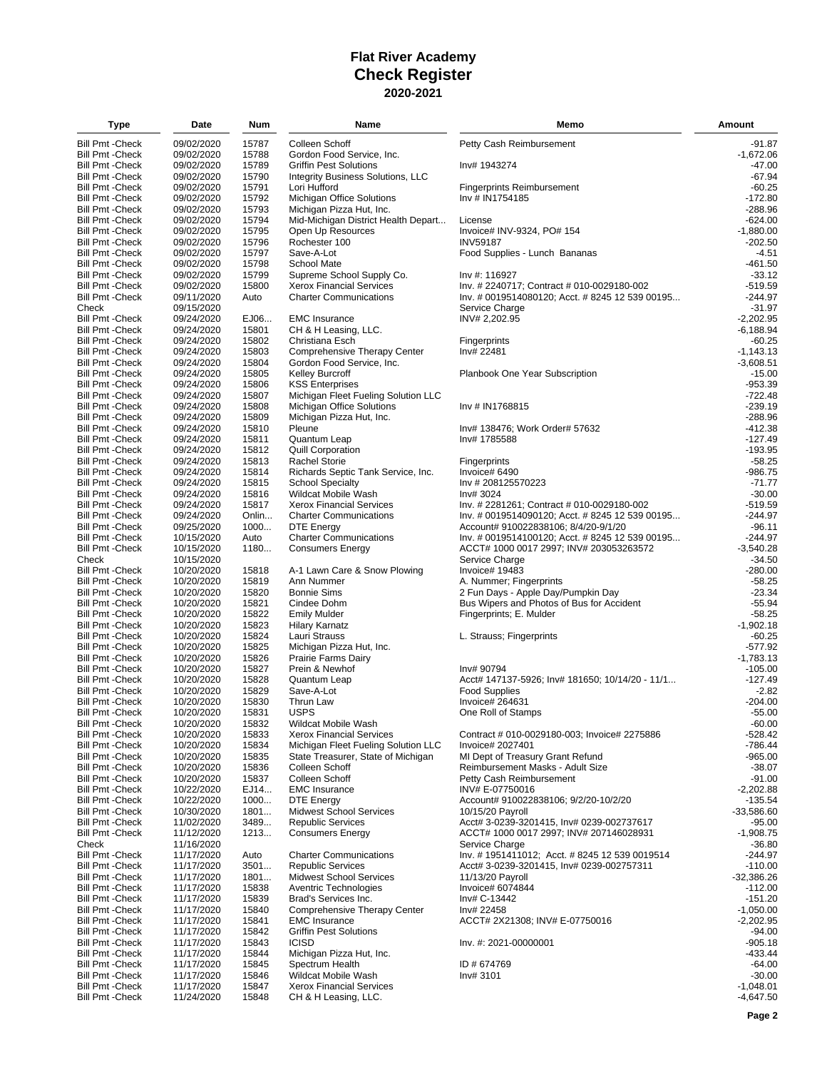# Flat River Academy
# Check Register
### 2020-2021

| Type | Date | Num | Name | Memo | Amount |
|---|---|---|---|---|---|
| Bill Pmt -Check | 09/02/2020 | 15787 | Colleen Schoff | Petty Cash Reimbursement | -91.87 |
| Bill Pmt -Check | 09/02/2020 | 15788 | Gordon Food Service, Inc. | | -1,672.06 |
| Bill Pmt -Check | 09/02/2020 | 15789 | Griffin Pest Solutions | Inv# 1943274 | -47.00 |
| Bill Pmt -Check | 09/02/2020 | 15790 | Integrity Business Solutions, LLC | | -67.94 |
| Bill Pmt -Check | 09/02/2020 | 15791 | Lori Hufford | Fingerprints Reimbursement | -60.25 |
| Bill Pmt -Check | 09/02/2020 | 15792 | Michigan Office Solutions | Inv # IN1754185 | -172.80 |
| Bill Pmt -Check | 09/02/2020 | 15793 | Michigan Pizza Hut, Inc. | | -288.96 |
| Bill Pmt -Check | 09/02/2020 | 15794 | Mid-Michigan District Health Depart... | License | -624.00 |
| Bill Pmt -Check | 09/02/2020 | 15795 | Open Up Resources | Invoice# INV-9324, PO# 154 | -1,880.00 |
| Bill Pmt -Check | 09/02/2020 | 15796 | Rochester 100 | INV59187 | -202.50 |
| Bill Pmt -Check | 09/02/2020 | 15797 | Save-A-Lot | Food Supplies - Lunch Bananas | -4.51 |
| Bill Pmt -Check | 09/02/2020 | 15798 | School Mate | | -461.50 |
| Bill Pmt -Check | 09/02/2020 | 15799 | Supreme School Supply Co. | Inv #: 116927 | -33.12 |
| Bill Pmt -Check | 09/02/2020 | 15800 | Xerox Financial Services | Inv. # 2240717; Contract # 010-0029180-002 | -519.59 |
| Bill Pmt -Check | 09/11/2020 | Auto | Charter Communications | Inv. # 0019514080120; Acct. # 8245 12 539 00195... | -244.97 |
| Check | 09/15/2020 | | | Service Charge | -31.97 |
| Bill Pmt -Check | 09/24/2020 | EJ06... | EMC Insurance | INV# 2,202.95 | -2,202.95 |
| Bill Pmt -Check | 09/24/2020 | 15801 | CH & H Leasing, LLC. | | -6,188.94 |
| Bill Pmt -Check | 09/24/2020 | 15802 | Christiana Esch | Fingerprints | -60.25 |
| Bill Pmt -Check | 09/24/2020 | 15803 | Comprehensive Therapy Center | Inv# 22481 | -1,143.13 |
| Bill Pmt -Check | 09/24/2020 | 15804 | Gordon Food Service, Inc. | | -3,608.51 |
| Bill Pmt -Check | 09/24/2020 | 15805 | Kelley Burcroff | Planbook One Year Subscription | -15.00 |
| Bill Pmt -Check | 09/24/2020 | 15806 | KSS Enterprises | | -953.39 |
| Bill Pmt -Check | 09/24/2020 | 15807 | Michigan Fleet Fueling Solution LLC | | -722.48 |
| Bill Pmt -Check | 09/24/2020 | 15808 | Michigan Office Solutions | Inv # IN1768815 | -239.19 |
| Bill Pmt -Check | 09/24/2020 | 15809 | Michigan Pizza Hut, Inc. | | -288.96 |
| Bill Pmt -Check | 09/24/2020 | 15810 | Pleune | Inv# 138476; Work Order# 57632 | -412.38 |
| Bill Pmt -Check | 09/24/2020 | 15811 | Quantum Leap | Inv# 1785588 | -127.49 |
| Bill Pmt -Check | 09/24/2020 | 15812 | Quill Corporation | | -193.95 |
| Bill Pmt -Check | 09/24/2020 | 15813 | Rachel Storie | Fingerprints | -58.25 |
| Bill Pmt -Check | 09/24/2020 | 15814 | Richards Septic Tank Service, Inc. | Invoice# 6490 | -986.75 |
| Bill Pmt -Check | 09/24/2020 | 15815 | School Specialty | Inv # 208125570223 | -71.77 |
| Bill Pmt -Check | 09/24/2020 | 15816 | Wildcat Mobile Wash | Inv# 3024 | -30.00 |
| Bill Pmt -Check | 09/24/2020 | 15817 | Xerox Financial Services | Inv. # 2281261; Contract # 010-0029180-002 | -519.59 |
| Bill Pmt -Check | 09/24/2020 | Onlin... | Charter Communications | Inv. # 0019514090120; Acct. # 8245 12 539 00195... | -244.97 |
| Bill Pmt -Check | 09/25/2020 | 1000... | DTE Energy | Account# 910022838106; 8/4/20-9/1/20 | -96.11 |
| Bill Pmt -Check | 10/15/2020 | Auto | Charter Communications | Inv. # 0019514100120; Acct. # 8245 12 539 00195... | -244.97 |
| Bill Pmt -Check | 10/15/2020 | 1180... | Consumers Energy | ACCT# 1000 0017 2997; INV# 203053263572 | -3,540.28 |
| Check | 10/15/2020 | | | Service Charge | -34.50 |
| Bill Pmt -Check | 10/20/2020 | 15818 | A-1 Lawn Care & Snow Plowing | Invoice# 19483 | -280.00 |
| Bill Pmt -Check | 10/20/2020 | 15819 | Ann Nummer | A. Nummer; Fingerprints | -58.25 |
| Bill Pmt -Check | 10/20/2020 | 15820 | Bonnie Sims | 2 Fun Days - Apple Day/Pumpkin Day | -23.34 |
| Bill Pmt -Check | 10/20/2020 | 15821 | Cindee Dohm | Bus Wipers and Photos of Bus for Accident | -55.94 |
| Bill Pmt -Check | 10/20/2020 | 15822 | Emily Mulder | Fingerprints; E. Mulder | -58.25 |
| Bill Pmt -Check | 10/20/2020 | 15823 | Hilary Karnatz | | -1,902.18 |
| Bill Pmt -Check | 10/20/2020 | 15824 | Lauri Strauss | L. Strauss; Fingerprints | -60.25 |
| Bill Pmt -Check | 10/20/2020 | 15825 | Michigan Pizza Hut, Inc. | | -577.92 |
| Bill Pmt -Check | 10/20/2020 | 15826 | Prairie Farms Dairy | | -1,783.13 |
| Bill Pmt -Check | 10/20/2020 | 15827 | Prein & Newhof | Inv# 90794 | -105.00 |
| Bill Pmt -Check | 10/20/2020 | 15828 | Quantum Leap | Acct# 147137-5926; Inv# 181650; 10/14/20 - 11/1... | -127.49 |
| Bill Pmt -Check | 10/20/2020 | 15829 | Save-A-Lot | Food Supplies | -2.82 |
| Bill Pmt -Check | 10/20/2020 | 15830 | Thrun Law | Invoice# 264631 | -204.00 |
| Bill Pmt -Check | 10/20/2020 | 15831 | USPS | One Roll of Stamps | -55.00 |
| Bill Pmt -Check | 10/20/2020 | 15832 | Wildcat Mobile Wash | | -60.00 |
| Bill Pmt -Check | 10/20/2020 | 15833 | Xerox Financial Services | Contract # 010-0029180-003; Invoice# 2275886 | -528.42 |
| Bill Pmt -Check | 10/20/2020 | 15834 | Michigan Fleet Fueling Solution LLC | Invoice# 2027401 | -786.44 |
| Bill Pmt -Check | 10/20/2020 | 15835 | State Treasurer, State of Michigan | MI Dept of Treasury Grant Refund | -965.00 |
| Bill Pmt -Check | 10/20/2020 | 15836 | Colleen Schoff | Reimbursement Masks - Adult Size | -38.07 |
| Bill Pmt -Check | 10/20/2020 | 15837 | Colleen Schoff | Petty Cash Reimbursement | -91.00 |
| Bill Pmt -Check | 10/22/2020 | EJ14... | EMC Insurance | INV# E-07750016 | -2,202.88 |
| Bill Pmt -Check | 10/22/2020 | 1000... | DTE Energy | Account# 910022838106; 9/2/20-10/2/20 | -135.54 |
| Bill Pmt -Check | 10/30/2020 | 1801... | Midwest School Services | 10/15/20 Payroll | -33,586.60 |
| Bill Pmt -Check | 11/02/2020 | 3489... | Republic Services | Acct# 3-0239-3201415, Inv# 0239-002737617 | -95.00 |
| Bill Pmt -Check | 11/12/2020 | 1213... | Consumers Energy | ACCT# 1000 0017 2997; INV# 207146028931 | -1,908.75 |
| Check | 11/16/2020 | | | Service Charge | -36.80 |
| Bill Pmt -Check | 11/17/2020 | Auto | Charter Communications | Inv. # 1951411012; Acct. # 8245 12 539 0019514 | -244.97 |
| Bill Pmt -Check | 11/17/2020 | 3501... | Republic Services | Acct# 3-0239-3201415, Inv# 0239-002757311 | -110.00 |
| Bill Pmt -Check | 11/17/2020 | 1801... | Midwest School Services | 11/13/20 Payroll | -32,386.26 |
| Bill Pmt -Check | 11/17/2020 | 15838 | Aventric Technologies | Invoice# 6074844 | -112.00 |
| Bill Pmt -Check | 11/17/2020 | 15839 | Brad's Services Inc. | Inv# C-13442 | -151.20 |
| Bill Pmt -Check | 11/17/2020 | 15840 | Comprehensive Therapy Center | Inv# 22458 | -1,050.00 |
| Bill Pmt -Check | 11/17/2020 | 15841 | EMC Insurance | ACCT# 2X21308; INV# E-07750016 | -2,202.95 |
| Bill Pmt -Check | 11/17/2020 | 15842 | Griffin Pest Solutions | | -94.00 |
| Bill Pmt -Check | 11/17/2020 | 15843 | ICISD | Inv. #: 2021-00000001 | -905.18 |
| Bill Pmt -Check | 11/17/2020 | 15844 | Michigan Pizza Hut, Inc. | | -433.44 |
| Bill Pmt -Check | 11/17/2020 | 15845 | Spectrum Health | ID # 674769 | -64.00 |
| Bill Pmt -Check | 11/17/2020 | 15846 | Wildcat Mobile Wash | Inv# 3101 | -30.00 |
| Bill Pmt -Check | 11/17/2020 | 15847 | Xerox Financial Services | | -1,048.01 |
| Bill Pmt -Check | 11/24/2020 | 15848 | CH & H Leasing, LLC. | | -4,647.50 |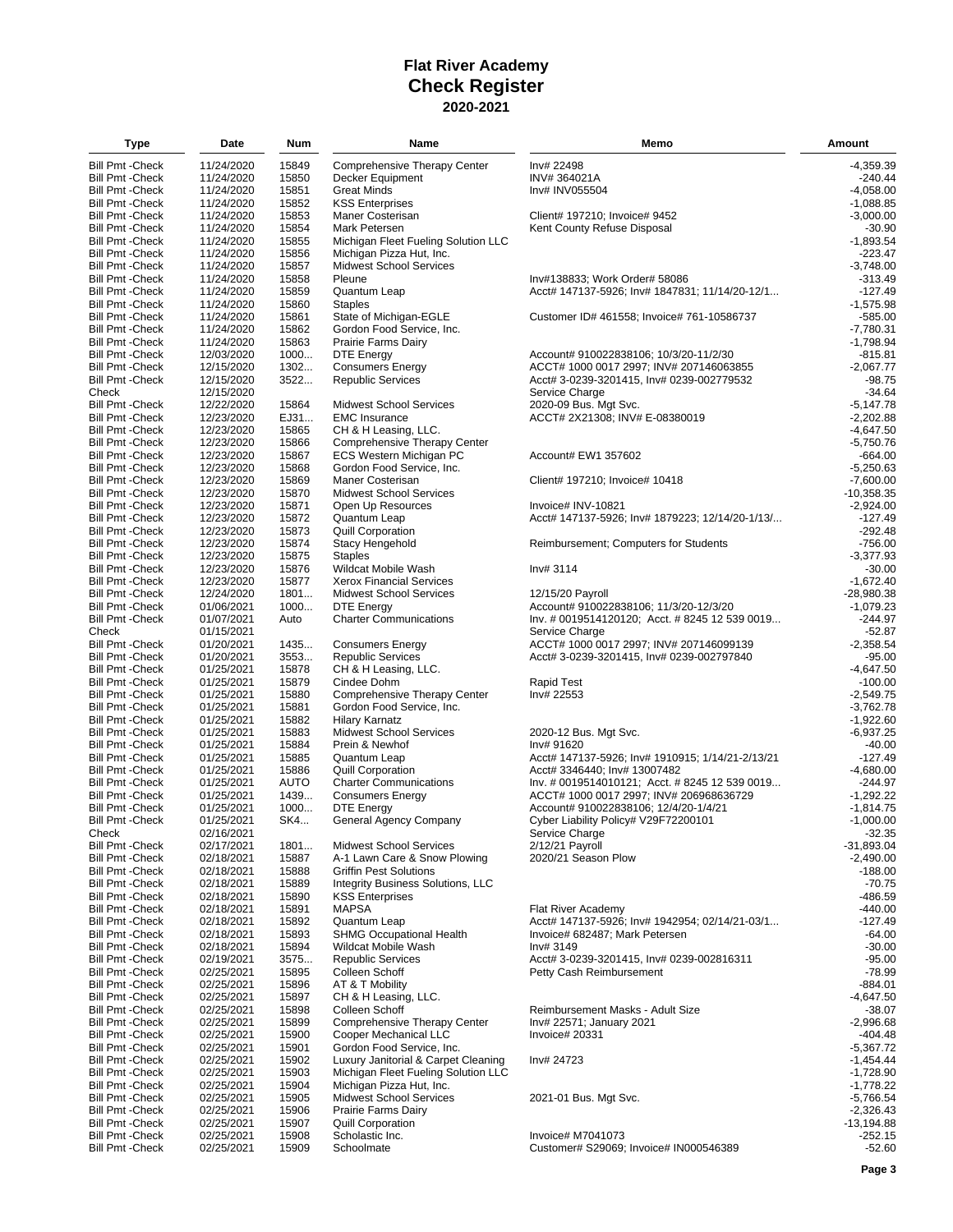# Flat River Academy
## Check Register
### 2020-2021

| Type | Date | Num | Name | Memo | Amount |
|---|---|---|---|---|---|
| Bill Pmt -Check | 11/24/2020 | 15849 | Comprehensive Therapy Center | Inv# 22498 | -4,359.39 |
| Bill Pmt -Check | 11/24/2020 | 15850 | Decker Equipment | INV# 364021A | -240.44 |
| Bill Pmt -Check | 11/24/2020 | 15851 | Great Minds | Inv# INV055504 | -4,058.00 |
| Bill Pmt -Check | 11/24/2020 | 15852 | KSS Enterprises | | -1,088.85 |
| Bill Pmt -Check | 11/24/2020 | 15853 | Maner Costerisan | Client# 197210; Invoice# 9452 | -3,000.00 |
| Bill Pmt -Check | 11/24/2020 | 15854 | Mark Petersen | Kent County Refuse Disposal | -30.90 |
| Bill Pmt -Check | 11/24/2020 | 15855 | Michigan Fleet Fueling Solution LLC | | -1,893.54 |
| Bill Pmt -Check | 11/24/2020 | 15856 | Michigan Pizza Hut, Inc. | | -223.47 |
| Bill Pmt -Check | 11/24/2020 | 15857 | Midwest School Services | | -3,748.00 |
| Bill Pmt -Check | 11/24/2020 | 15858 | Pleune | Inv#138833; Work Order# 58086 | -313.49 |
| Bill Pmt -Check | 11/24/2020 | 15859 | Quantum Leap | Acct# 147137-5926; Inv# 1847831; 11/14/20-12/1... | -127.49 |
| Bill Pmt -Check | 11/24/2020 | 15860 | Staples | | -1,575.98 |
| Bill Pmt -Check | 11/24/2020 | 15861 | State of Michigan-EGLE | Customer ID# 461558; Invoice# 761-10586737 | -585.00 |
| Bill Pmt -Check | 11/24/2020 | 15862 | Gordon Food Service, Inc. | | -7,780.31 |
| Bill Pmt -Check | 11/24/2020 | 15863 | Prairie Farms Dairy | | -1,798.94 |
| Bill Pmt -Check | 12/03/2020 | 1000... | DTE Energy | Account# 910022838106; 10/3/20-11/2/30 | -815.81 |
| Bill Pmt -Check | 12/15/2020 | 1302... | Consumers Energy | ACCT# 1000 0017 2997; INV# 207146063855 | -2,067.77 |
| Bill Pmt -Check | 12/15/2020 | 3522... | Republic Services | Acct# 3-0239-3201415, Inv# 0239-002779532 | -98.75 |
| Check | 12/15/2020 | | | Service Charge | -34.64 |
| Bill Pmt -Check | 12/22/2020 | 15864 | Midwest School Services | 2020-09 Bus. Mgt Svc. | -5,147.78 |
| Bill Pmt -Check | 12/23/2020 | EJ31... | EMC Insurance | ACCT# 2X21308; INV# E-08380019 | -2,202.88 |
| Bill Pmt -Check | 12/23/2020 | 15865 | CH & H Leasing, LLC. | | -4,647.50 |
| Bill Pmt -Check | 12/23/2020 | 15866 | Comprehensive Therapy Center | | -5,750.76 |
| Bill Pmt -Check | 12/23/2020 | 15867 | ECS Western Michigan PC | Account# EW1 357602 | -664.00 |
| Bill Pmt -Check | 12/23/2020 | 15868 | Gordon Food Service, Inc. | | -5,250.63 |
| Bill Pmt -Check | 12/23/2020 | 15869 | Maner Costerisan | Client# 197210; Invoice# 10418 | -7,600.00 |
| Bill Pmt -Check | 12/23/2020 | 15870 | Midwest School Services | | -10,358.35 |
| Bill Pmt -Check | 12/23/2020 | 15871 | Open Up Resources | Invoice# INV-10821 | -2,924.00 |
| Bill Pmt -Check | 12/23/2020 | 15872 | Quantum Leap | Acct# 147137-5926; Inv# 1879223; 12/14/20-1/13/... | -127.49 |
| Bill Pmt -Check | 12/23/2020 | 15873 | Quill Corporation | | -292.48 |
| Bill Pmt -Check | 12/23/2020 | 15874 | Stacy Hengehold | Reimbursement; Computers for Students | -756.00 |
| Bill Pmt -Check | 12/23/2020 | 15875 | Staples | | -3,377.93 |
| Bill Pmt -Check | 12/23/2020 | 15876 | Wildcat Mobile Wash | Inv# 3114 | -30.00 |
| Bill Pmt -Check | 12/23/2020 | 15877 | Xerox Financial Services | | -1,672.40 |
| Bill Pmt -Check | 12/24/2020 | 1801... | Midwest School Services | 12/15/20 Payroll | -28,980.38 |
| Bill Pmt -Check | 01/06/2021 | 1000... | DTE Energy | Account# 910022838106; 11/3/20-12/3/20 | -1,079.23 |
| Bill Pmt -Check | 01/07/2021 | Auto | Charter Communications | Inv. # 0019514120120; Acct. # 8245 12 539 0019... | -244.97 |
| Check | 01/15/2021 | | | Service Charge | -52.87 |
| Bill Pmt -Check | 01/20/2021 | 1435... | Consumers Energy | ACCT# 1000 0017 2997; INV# 207146099139 | -2,358.54 |
| Bill Pmt -Check | 01/20/2021 | 3553... | Republic Services | Acct# 3-0239-3201415, Inv# 0239-002797840 | -95.00 |
| Bill Pmt -Check | 01/25/2021 | 15878 | CH & H Leasing, LLC. | | -4,647.50 |
| Bill Pmt -Check | 01/25/2021 | 15879 | Cindee Dohm | Rapid Test | -100.00 |
| Bill Pmt -Check | 01/25/2021 | 15880 | Comprehensive Therapy Center | Inv# 22553 | -2,549.75 |
| Bill Pmt -Check | 01/25/2021 | 15881 | Gordon Food Service, Inc. | | -3,762.78 |
| Bill Pmt -Check | 01/25/2021 | 15882 | Hilary Karnatz | | -1,922.60 |
| Bill Pmt -Check | 01/25/2021 | 15883 | Midwest School Services | 2020-12 Bus. Mgt Svc. | -6,937.25 |
| Bill Pmt -Check | 01/25/2021 | 15884 | Prein & Newhof | Inv# 91620 | -40.00 |
| Bill Pmt -Check | 01/25/2021 | 15885 | Quantum Leap | Acct# 147137-5926; Inv# 1910915; 1/14/21-2/13/21 | -127.49 |
| Bill Pmt -Check | 01/25/2021 | 15886 | Quill Corporation | Acct# 3346440; Inv# 13007482 | -4,680.00 |
| Bill Pmt -Check | 01/25/2021 | AUTO | Charter Communications | Inv. # 0019514010121; Acct. # 8245 12 539 0019... | -244.97 |
| Bill Pmt -Check | 01/25/2021 | 1439... | Consumers Energy | ACCT# 1000 0017 2997; INV# 206968636729 | -1,292.22 |
| Bill Pmt -Check | 01/25/2021 | 1000... | DTE Energy | Account# 910022838106; 12/4/20-1/4/21 | -1,814.75 |
| Bill Pmt -Check | 01/25/2021 | SK4... | General Agency Company | Cyber Liability Policy# V29F72200101 | -1,000.00 |
| Check | 02/16/2021 | | | Service Charge | -32.35 |
| Bill Pmt -Check | 02/17/2021 | 1801... | Midwest School Services | 2/12/21 Payroll | -31,893.04 |
| Bill Pmt -Check | 02/18/2021 | 15887 | A-1 Lawn Care & Snow Plowing | 2020/21 Season Plow | -2,490.00 |
| Bill Pmt -Check | 02/18/2021 | 15888 | Griffin Pest Solutions | | -188.00 |
| Bill Pmt -Check | 02/18/2021 | 15889 | Integrity Business Solutions, LLC | | -70.75 |
| Bill Pmt -Check | 02/18/2021 | 15890 | KSS Enterprises | | -486.59 |
| Bill Pmt -Check | 02/18/2021 | 15891 | MAPSA | Flat River Academy | -440.00 |
| Bill Pmt -Check | 02/18/2021 | 15892 | Quantum Leap | Acct# 147137-5926; Inv# 1942954; 02/14/21-03/1... | -127.49 |
| Bill Pmt -Check | 02/18/2021 | 15893 | SHMG Occupational Health | Invoice# 682487; Mark Petersen | -64.00 |
| Bill Pmt -Check | 02/18/2021 | 15894 | Wildcat Mobile Wash | Inv# 3149 | -30.00 |
| Bill Pmt -Check | 02/19/2021 | 3575... | Republic Services | Acct# 3-0239-3201415, Inv# 0239-002816311 | -95.00 |
| Bill Pmt -Check | 02/25/2021 | 15895 | Colleen Schoff | Petty Cash Reimbursement | -78.99 |
| Bill Pmt -Check | 02/25/2021 | 15896 | AT & T Mobility | | -884.01 |
| Bill Pmt -Check | 02/25/2021 | 15897 | CH & H Leasing, LLC. | | -4,647.50 |
| Bill Pmt -Check | 02/25/2021 | 15898 | Colleen Schoff | Reimbursement Masks - Adult Size | -38.07 |
| Bill Pmt -Check | 02/25/2021 | 15899 | Comprehensive Therapy Center | Inv# 22571; January 2021 | -2,996.68 |
| Bill Pmt -Check | 02/25/2021 | 15900 | Cooper Mechanical LLC | Invoice# 20331 | -404.48 |
| Bill Pmt -Check | 02/25/2021 | 15901 | Gordon Food Service, Inc. | | -5,367.72 |
| Bill Pmt -Check | 02/25/2021 | 15902 | Luxury Janitorial & Carpet Cleaning | Inv# 24723 | -1,454.44 |
| Bill Pmt -Check | 02/25/2021 | 15903 | Michigan Fleet Fueling Solution LLC | | -1,728.90 |
| Bill Pmt -Check | 02/25/2021 | 15904 | Michigan Pizza Hut, Inc. | | -1,778.22 |
| Bill Pmt -Check | 02/25/2021 | 15905 | Midwest School Services | 2021-01 Bus. Mgt Svc. | -5,766.54 |
| Bill Pmt -Check | 02/25/2021 | 15906 | Prairie Farms Dairy | | -2,326.43 |
| Bill Pmt -Check | 02/25/2021 | 15907 | Quill Corporation | | -13,194.88 |
| Bill Pmt -Check | 02/25/2021 | 15908 | Scholastic Inc. | Invoice# M7041073 | -252.15 |
| Bill Pmt -Check | 02/25/2021 | 15909 | Schoolmate | Customer# S29069; Invoice# IN000546389 | -52.60 |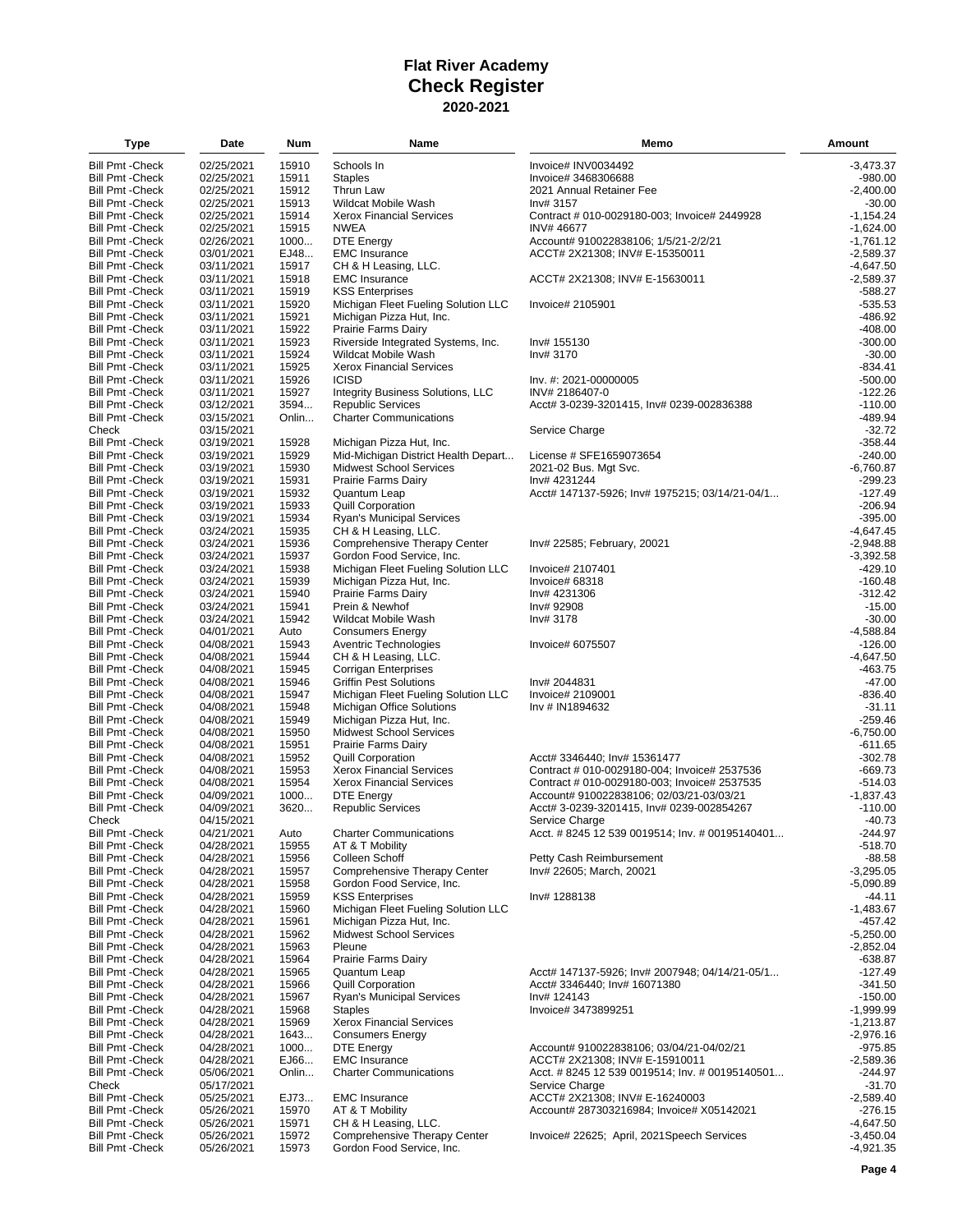# Flat River Academy
# Check Register
## 2020-2021

| Type | Date | Num | Name | Memo | Amount |
|---|---|---|---|---|---|
| Bill Pmt -Check | 02/25/2021 | 15910 | Schools In | Invoice# INV0034492 | -3,473.37 |
| Bill Pmt -Check | 02/25/2021 | 15911 | Staples | Invoice# 3468306688 | -980.00 |
| Bill Pmt -Check | 02/25/2021 | 15912 | Thrun Law | 2021 Annual Retainer Fee | -2,400.00 |
| Bill Pmt -Check | 02/25/2021 | 15913 | Wildcat Mobile Wash | Inv# 3157 | -30.00 |
| Bill Pmt -Check | 02/25/2021 | 15914 | Xerox Financial Services | Contract # 010-0029180-003; Invoice# 2449928 | -1,154.24 |
| Bill Pmt -Check | 02/25/2021 | 15915 | NWEA | INV# 46677 | -1,624.00 |
| Bill Pmt -Check | 02/26/2021 | 1000... | DTE Energy | Account# 910022838106; 1/5/21-2/2/21 | -1,761.12 |
| Bill Pmt -Check | 03/01/2021 | EJ48... | EMC Insurance | ACCT# 2X21308; INV# E-15350011 | -2,589.37 |
| Bill Pmt -Check | 03/11/2021 | 15917 | CH & H Leasing, LLC. | | -4,647.50 |
| Bill Pmt -Check | 03/11/2021 | 15918 | EMC Insurance | ACCT# 2X21308; INV# E-15630011 | -2,589.37 |
| Bill Pmt -Check | 03/11/2021 | 15919 | KSS Enterprises | | -588.27 |
| Bill Pmt -Check | 03/11/2021 | 15920 | Michigan Fleet Fueling Solution LLC | Invoice# 2105901 | -535.53 |
| Bill Pmt -Check | 03/11/2021 | 15921 | Michigan Pizza Hut, Inc. | | -486.92 |
| Bill Pmt -Check | 03/11/2021 | 15922 | Prairie Farms Dairy | | -408.00 |
| Bill Pmt -Check | 03/11/2021 | 15923 | Riverside Integrated Systems, Inc. | Inv# 155130 | -300.00 |
| Bill Pmt -Check | 03/11/2021 | 15924 | Wildcat Mobile Wash | Inv# 3170 | -30.00 |
| Bill Pmt -Check | 03/11/2021 | 15925 | Xerox Financial Services | | -834.41 |
| Bill Pmt -Check | 03/11/2021 | 15926 | ICISD | Inv. #: 2021-00000005 | -500.00 |
| Bill Pmt -Check | 03/11/2021 | 15927 | Integrity Business Solutions, LLC | INV# 2186407-0 | -122.26 |
| Bill Pmt -Check | 03/12/2021 | 3594... | Republic Services | Acct# 3-0239-3201415, Inv# 0239-002836388 | -110.00 |
| Bill Pmt -Check | 03/15/2021 | Onlin... | Charter Communications | | -489.94 |
| Check | 03/15/2021 | | | Service Charge | -32.72 |
| Bill Pmt -Check | 03/19/2021 | 15928 | Michigan Pizza Hut, Inc. | | -358.44 |
| Bill Pmt -Check | 03/19/2021 | 15929 | Mid-Michigan District Health Depart... | License # SFE1659073654 | -240.00 |
| Bill Pmt -Check | 03/19/2021 | 15930 | Midwest School Services | 2021-02 Bus. Mgt Svc. | -6,760.87 |
| Bill Pmt -Check | 03/19/2021 | 15931 | Prairie Farms Dairy | Inv# 4231244 | -299.23 |
| Bill Pmt -Check | 03/19/2021 | 15932 | Quantum Leap | Acct# 147137-5926; Inv# 1975215; 03/14/21-04/1... | -127.49 |
| Bill Pmt -Check | 03/19/2021 | 15933 | Quill Corporation | | -206.94 |
| Bill Pmt -Check | 03/19/2021 | 15934 | Ryan's Municipal Services | | -395.00 |
| Bill Pmt -Check | 03/24/2021 | 15935 | CH & H Leasing, LLC. | | -4,647.45 |
| Bill Pmt -Check | 03/24/2021 | 15936 | Comprehensive Therapy Center | Inv# 22585; February, 20021 | -2,948.88 |
| Bill Pmt -Check | 03/24/2021 | 15937 | Gordon Food Service, Inc. | | -3,392.58 |
| Bill Pmt -Check | 03/24/2021 | 15938 | Michigan Fleet Fueling Solution LLC | Invoice# 2107401 | -429.10 |
| Bill Pmt -Check | 03/24/2021 | 15939 | Michigan Pizza Hut, Inc. | Invoice# 68318 | -160.48 |
| Bill Pmt -Check | 03/24/2021 | 15940 | Prairie Farms Dairy | Inv# 4231306 | -312.42 |
| Bill Pmt -Check | 03/24/2021 | 15941 | Prein & Newhof | Inv# 92908 | -15.00 |
| Bill Pmt -Check | 03/24/2021 | 15942 | Wildcat Mobile Wash | Inv# 3178 | -30.00 |
| Bill Pmt -Check | 04/01/2021 | Auto | Consumers Energy | | -4,588.84 |
| Bill Pmt -Check | 04/08/2021 | 15943 | Aventric Technologies | Invoice# 6075507 | -126.00 |
| Bill Pmt -Check | 04/08/2021 | 15944 | CH & H Leasing, LLC. | | -4,647.50 |
| Bill Pmt -Check | 04/08/2021 | 15945 | Corrigan Enterprises | | -463.75 |
| Bill Pmt -Check | 04/08/2021 | 15946 | Griffin Pest Solutions | Inv# 2044831 | -47.00 |
| Bill Pmt -Check | 04/08/2021 | 15947 | Michigan Fleet Fueling Solution LLC | Invoice# 2109001 | -836.40 |
| Bill Pmt -Check | 04/08/2021 | 15948 | Michigan Office Solutions | Inv # IN1894632 | -31.11 |
| Bill Pmt -Check | 04/08/2021 | 15949 | Michigan Pizza Hut, Inc. | | -259.46 |
| Bill Pmt -Check | 04/08/2021 | 15950 | Midwest School Services | | -6,750.00 |
| Bill Pmt -Check | 04/08/2021 | 15951 | Prairie Farms Dairy | | -611.65 |
| Bill Pmt -Check | 04/08/2021 | 15952 | Quill Corporation | Acct# 3346440; Inv# 15361477 | -302.78 |
| Bill Pmt -Check | 04/08/2021 | 15953 | Xerox Financial Services | Contract # 010-0029180-004; Invoice# 2537536 | -669.73 |
| Bill Pmt -Check | 04/08/2021 | 15954 | Xerox Financial Services | Contract # 010-0029180-003; Invoice# 2537535 | -514.03 |
| Bill Pmt -Check | 04/09/2021 | 1000... | DTE Energy | Account# 910022838106; 02/03/21-03/03/21 | -1,837.43 |
| Bill Pmt -Check | 04/09/2021 | 3620... | Republic Services | Acct# 3-0239-3201415, Inv# 0239-002854267 | -110.00 |
| Check | 04/15/2021 | | | Service Charge | -40.73 |
| Bill Pmt -Check | 04/21/2021 | Auto | Charter Communications | Acct. # 8245 12 539 0019514; Inv. # 00195140401... | -244.97 |
| Bill Pmt -Check | 04/28/2021 | 15955 | AT & T Mobility | | -518.70 |
| Bill Pmt -Check | 04/28/2021 | 15956 | Colleen Schoff | Petty Cash Reimbursement | -88.58 |
| Bill Pmt -Check | 04/28/2021 | 15957 | Comprehensive Therapy Center | Inv# 22605; March, 20021 | -3,295.05 |
| Bill Pmt -Check | 04/28/2021 | 15958 | Gordon Food Service, Inc. | | -5,090.89 |
| Bill Pmt -Check | 04/28/2021 | 15959 | KSS Enterprises | Inv# 1288138 | -44.11 |
| Bill Pmt -Check | 04/28/2021 | 15960 | Michigan Fleet Fueling Solution LLC | | -1,483.67 |
| Bill Pmt -Check | 04/28/2021 | 15961 | Michigan Pizza Hut, Inc. | | -457.42 |
| Bill Pmt -Check | 04/28/2021 | 15962 | Midwest School Services | | -5,250.00 |
| Bill Pmt -Check | 04/28/2021 | 15963 | Pleune | | -2,852.04 |
| Bill Pmt -Check | 04/28/2021 | 15964 | Prairie Farms Dairy | | -638.87 |
| Bill Pmt -Check | 04/28/2021 | 15965 | Quantum Leap | Acct# 147137-5926; Inv# 2007948; 04/14/21-05/1... | -127.49 |
| Bill Pmt -Check | 04/28/2021 | 15966 | Quill Corporation | Acct# 3346440; Inv# 16071380 | -341.50 |
| Bill Pmt -Check | 04/28/2021 | 15967 | Ryan's Municipal Services | Inv# 124143 | -150.00 |
| Bill Pmt -Check | 04/28/2021 | 15968 | Staples | Invoice# 3473899251 | -1,999.99 |
| Bill Pmt -Check | 04/28/2021 | 15969 | Xerox Financial Services | | -1,213.87 |
| Bill Pmt -Check | 04/28/2021 | 1643... | Consumers Energy | | -2,976.16 |
| Bill Pmt -Check | 04/28/2021 | 1000... | DTE Energy | Account# 910022838106; 03/04/21-04/02/21 | -975.85 |
| Bill Pmt -Check | 04/28/2021 | EJ66... | EMC Insurance | ACCT# 2X21308; INV# E-15910011 | -2,589.36 |
| Bill Pmt -Check | 05/06/2021 | Onlin... | Charter Communications | Acct. # 8245 12 539 0019514; Inv. # 00195140501... | -244.97 |
| Check | 05/17/2021 | | | Service Charge | -31.70 |
| Bill Pmt -Check | 05/25/2021 | EJ73... | EMC Insurance | ACCT# 2X21308; INV# E-16240003 | -2,589.40 |
| Bill Pmt -Check | 05/26/2021 | 15970 | AT & T Mobility | Account# 287303216984; Invoice# X05142021 | -276.15 |
| Bill Pmt -Check | 05/26/2021 | 15971 | CH & H Leasing, LLC. | | -4,647.50 |
| Bill Pmt -Check | 05/26/2021 | 15972 | Comprehensive Therapy Center | Invoice# 22625; April, 2021Speech Services | -3,450.04 |
| Bill Pmt -Check | 05/26/2021 | 15973 | Gordon Food Service, Inc. | | -4,921.35 |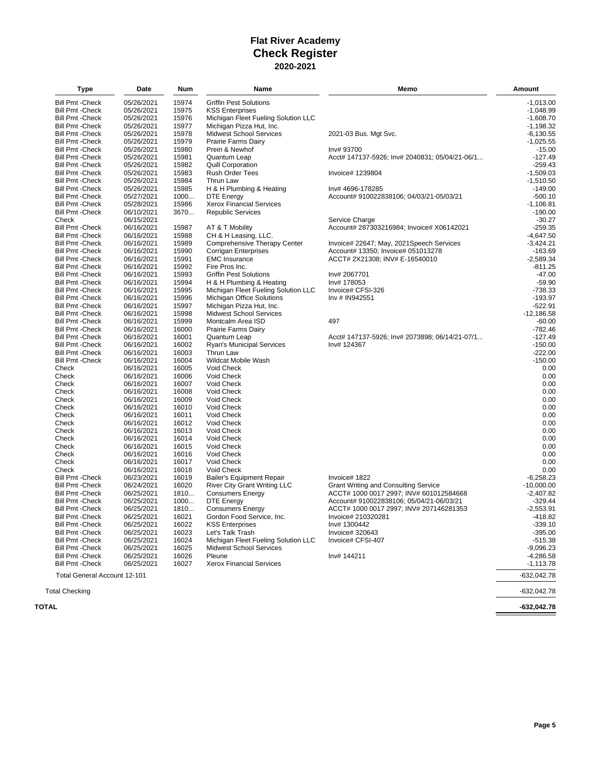# Flat River Academy
## Check Register
### 2020-2021

| Type | Date | Num | Name | Memo | Amount |
|---|---|---|---|---|---|
| Bill Pmt -Check | 05/26/2021 | 15974 | Griffin Pest Solutions | | -1,013.00 |
| Bill Pmt -Check | 05/26/2021 | 15975 | KSS Enterprises | | -1,048.99 |
| Bill Pmt -Check | 05/26/2021 | 15976 | Michigan Fleet Fueling Solution LLC | | -1,608.70 |
| Bill Pmt -Check | 05/26/2021 | 15977 | Michigan Pizza Hut, Inc. | | -1,198.32 |
| Bill Pmt -Check | 05/26/2021 | 15978 | Midwest School Services | 2021-03 Bus. Mgt Svc. | -6,130.55 |
| Bill Pmt -Check | 05/26/2021 | 15979 | Prairie Farms Dairy | | -1,025.55 |
| Bill Pmt -Check | 05/26/2021 | 15980 | Prein & Newhof | Inv# 93700 | -15.00 |
| Bill Pmt -Check | 05/26/2021 | 15981 | Quantum Leap | Acct# 147137-5926; Inv# 2040831; 05/04/21-06/1... | -127.49 |
| Bill Pmt -Check | 05/26/2021 | 15982 | Quill Corporation | | -259.43 |
| Bill Pmt -Check | 05/26/2021 | 15983 | Rush Order Tees | Invoice# 1239804 | -1,509.03 |
| Bill Pmt -Check | 05/26/2021 | 15984 | Thrun Law | | -1,510.50 |
| Bill Pmt -Check | 05/26/2021 | 15985 | H & H Plumbing & Heating | Inv# 4696-178285 | -149.00 |
| Bill Pmt -Check | 05/27/2021 | 1000... | DTE Energy | Account# 910022838106; 04/03/21-05/03/21 | -500.10 |
| Bill Pmt -Check | 05/28/2021 | 15986 | Xerox Financial Services | | -1,106.81 |
| Bill Pmt -Check | 06/10/2021 | 3670... | Republic Services | | -190.00 |
| Check | 06/15/2021 | | | Service Charge | -30.27 |
| Bill Pmt -Check | 06/16/2021 | 15987 | AT & T Mobility | Account# 287303216984; Invoice# X06142021 | -259.35 |
| Bill Pmt -Check | 06/16/2021 | 15988 | CH & H Leasing, LLC. | | -4,647.50 |
| Bill Pmt -Check | 06/16/2021 | 15989 | Comprehensive Therapy Center | Invoice# 22647; May, 2021Speech Services | -3,424.21 |
| Bill Pmt -Check | 06/16/2021 | 15990 | Corrigan Enterprises | Account# 13350; Invoice# 051013278 | -163.69 |
| Bill Pmt -Check | 06/16/2021 | 15991 | EMC Insurance | ACCT# 2X21308; INV# E-16540010 | -2,589.34 |
| Bill Pmt -Check | 06/16/2021 | 15992 | Fire Pros Inc. | | -811.25 |
| Bill Pmt -Check | 06/16/2021 | 15993 | Griffin Pest Solutions | Inv# 2067701 | -47.00 |
| Bill Pmt -Check | 06/16/2021 | 15994 | H & H Plumbing & Heating | Inv# 178053 | -59.90 |
| Bill Pmt -Check | 06/16/2021 | 15995 | Michigan Fleet Fueling Solution LLC | Invoice# CFSI-326 | -738.33 |
| Bill Pmt -Check | 06/16/2021 | 15996 | Michigan Office Solutions | Inv # IN942551 | -193.97 |
| Bill Pmt -Check | 06/16/2021 | 15997 | Michigan Pizza Hut, Inc. | | -522.91 |
| Bill Pmt -Check | 06/16/2021 | 15998 | Midwest School Services | | -12,186.58 |
| Bill Pmt -Check | 06/16/2021 | 15999 | Montcalm Area ISD | 497 | -60.00 |
| Bill Pmt -Check | 06/16/2021 | 16000 | Prairie Farms Dairy | | -782.46 |
| Bill Pmt -Check | 06/16/2021 | 16001 | Quantum Leap | Acct# 147137-5926; Inv# 2073898; 06/14/21-07/1... | -127.49 |
| Bill Pmt -Check | 06/16/2021 | 16002 | Ryan's Municipal Services | Inv# 124367 | -150.00 |
| Bill Pmt -Check | 06/16/2021 | 16003 | Thrun Law | | -222.00 |
| Bill Pmt -Check | 06/16/2021 | 16004 | Wildcat Mobile Wash | | -150.00 |
| Check | 06/16/2021 | 16005 | Void Check | | 0.00 |
| Check | 06/16/2021 | 16006 | Void Check | | 0.00 |
| Check | 06/16/2021 | 16007 | Void Check | | 0.00 |
| Check | 06/16/2021 | 16008 | Void Check | | 0.00 |
| Check | 06/16/2021 | 16009 | Void Check | | 0.00 |
| Check | 06/16/2021 | 16010 | Void Check | | 0.00 |
| Check | 06/16/2021 | 16011 | Void Check | | 0.00 |
| Check | 06/16/2021 | 16012 | Void Check | | 0.00 |
| Check | 06/16/2021 | 16013 | Void Check | | 0.00 |
| Check | 06/16/2021 | 16014 | Void Check | | 0.00 |
| Check | 06/16/2021 | 16015 | Void Check | | 0.00 |
| Check | 06/16/2021 | 16016 | Void Check | | 0.00 |
| Check | 06/16/2021 | 16017 | Void Check | | 0.00 |
| Check | 06/16/2021 | 16018 | Void Check | | 0.00 |
| Bill Pmt -Check | 06/23/2021 | 16019 | Bailer's Equipment Repair | Invoice# 1822 | -6,258.23 |
| Bill Pmt -Check | 06/24/2021 | 16020 | River City Grant Writing LLC | Grant Writing and Consulting Service | -10,000.00 |
| Bill Pmt -Check | 06/25/2021 | 1810... | Consumers Energy | ACCT# 1000 0017 2997; INV# 601012584668 | -2,407.82 |
| Bill Pmt -Check | 06/25/2021 | 1000... | DTE Energy | Account# 910022838106; 05/04/21-06/03/21 | -329.44 |
| Bill Pmt -Check | 06/25/2021 | 1810... | Consumers Energy | ACCT# 1000 0017 2997; INV# 207146281353 | -2,553.91 |
| Bill Pmt -Check | 06/25/2021 | 16021 | Gordon Food Service, Inc. | Invoice# 210320281 | -418.82 |
| Bill Pmt -Check | 06/25/2021 | 16022 | KSS Enterprises | Inv# 1300442 | -339.10 |
| Bill Pmt -Check | 06/25/2021 | 16023 | Let's Talk Trash | Invoice# 320643 | -395.00 |
| Bill Pmt -Check | 06/25/2021 | 16024 | Michigan Fleet Fueling Solution LLC | Invoice# CFSI-407 | -515.38 |
| Bill Pmt -Check | 06/25/2021 | 16025 | Midwest School Services | | -9,096.23 |
| Bill Pmt -Check | 06/25/2021 | 16026 | Pleune | Inv# 144211 | -4,286.58 |
| Bill Pmt -Check | 06/25/2021 | 16027 | Xerox Financial Services | | -1,113.78 |
| Total General Account 12-101 | | | | | -632,042.78 |
| Total Checking | | | | | -632,042.78 |
| **TOTAL** | | | | | **-632,042.78** |